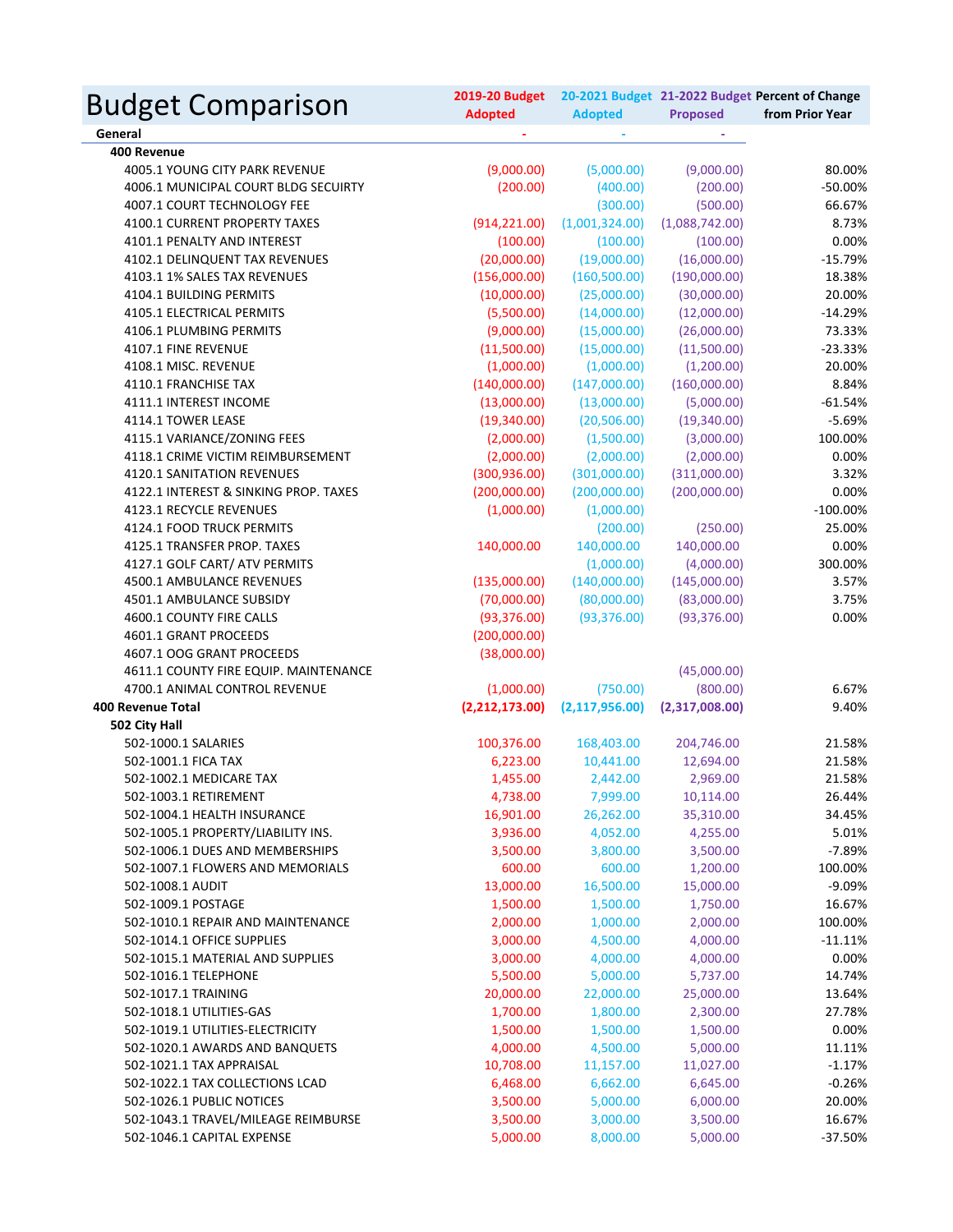# Budget Comparison

| | 2019-20 Budget Adopted | 20-2021 Budget Adopted | 21-2022 Budget Proposed | Percent of Change from Prior Year |
|---|---|---|---|---|
| **General** | - | - | - | |
| **400 Revenue** | | | | |
| 4005.1 YOUNG CITY PARK REVENUE | (9,000.00) | (5,000.00) | (9,000.00) | 80.00% |
| 4006.1 MUNICIPAL COURT BLDG SECUIRTY | (200.00) | (400.00) | (200.00) | -50.00% |
| 4007.1 COURT TECHNOLOGY FEE | | (300.00) | (500.00) | 66.67% |
| 4100.1 CURRENT PROPERTY TAXES | (914,221.00) | (1,001,324.00) | (1,088,742.00) | 8.73% |
| 4101.1 PENALTY AND INTEREST | (100.00) | (100.00) | (100.00) | 0.00% |
| 4102.1 DELINQUENT TAX REVENUES | (20,000.00) | (19,000.00) | (16,000.00) | -15.79% |
| 4103.1 1% SALES TAX REVENUES | (156,000.00) | (160,500.00) | (190,000.00) | 18.38% |
| 4104.1 BUILDING PERMITS | (10,000.00) | (25,000.00) | (30,000.00) | 20.00% |
| 4105.1 ELECTRICAL PERMITS | (5,500.00) | (14,000.00) | (12,000.00) | -14.29% |
| 4106.1 PLUMBING PERMITS | (9,000.00) | (15,000.00) | (26,000.00) | 73.33% |
| 4107.1 FINE REVENUE | (11,500.00) | (15,000.00) | (11,500.00) | -23.33% |
| 4108.1 MISC. REVENUE | (1,000.00) | (1,000.00) | (1,200.00) | 20.00% |
| 4110.1 FRANCHISE TAX | (140,000.00) | (147,000.00) | (160,000.00) | 8.84% |
| 4111.1 INTEREST INCOME | (13,000.00) | (13,000.00) | (5,000.00) | -61.54% |
| 4114.1 TOWER LEASE | (19,340.00) | (20,506.00) | (19,340.00) | -5.69% |
| 4115.1 VARIANCE/ZONING FEES | (2,000.00) | (1,500.00) | (3,000.00) | 100.00% |
| 4118.1 CRIME VICTIM REIMBURSEMENT | (2,000.00) | (2,000.00) | (2,000.00) | 0.00% |
| 4120.1 SANITATION REVENUES | (300,936.00) | (301,000.00) | (311,000.00) | 3.32% |
| 4122.1 INTEREST & SINKING PROP. TAXES | (200,000.00) | (200,000.00) | (200,000.00) | 0.00% |
| 4123.1 RECYCLE REVENUES | (1,000.00) | (1,000.00) | | -100.00% |
| 4124.1 FOOD TRUCK PERMITS | | (200.00) | (250.00) | 25.00% |
| 4125.1 TRANSFER PROP. TAXES | 140,000.00 | 140,000.00 | 140,000.00 | 0.00% |
| 4127.1 GOLF CART/ ATV PERMITS | | (1,000.00) | (4,000.00) | 300.00% |
| 4500.1 AMBULANCE REVENUES | (135,000.00) | (140,000.00) | (145,000.00) | 3.57% |
| 4501.1 AMBULANCE SUBSIDY | (70,000.00) | (80,000.00) | (83,000.00) | 3.75% |
| 4600.1 COUNTY FIRE CALLS | (93,376.00) | (93,376.00) | (93,376.00) | 0.00% |
| 4601.1 GRANT PROCEEDS | (200,000.00) | | | |
| 4607.1 OOG GRANT PROCEEDS | (38,000.00) | | | |
| 4611.1 COUNTY FIRE EQUIP. MAINTENANCE | | | (45,000.00) | |
| 4700.1 ANIMAL CONTROL REVENUE | (1,000.00) | (750.00) | (800.00) | 6.67% |
| **400 Revenue Total** | **(2,212,173.00)** | **(2,117,956.00)** | **(2,317,008.00)** | 9.40% |
| **502 City Hall** | | | | |
| 502-1000.1 SALARIES | 100,376.00 | 168,403.00 | 204,746.00 | 21.58% |
| 502-1001.1 FICA TAX | 6,223.00 | 10,441.00 | 12,694.00 | 21.58% |
| 502-1002.1 MEDICARE TAX | 1,455.00 | 2,442.00 | 2,969.00 | 21.58% |
| 502-1003.1 RETIREMENT | 4,738.00 | 7,999.00 | 10,114.00 | 26.44% |
| 502-1004.1 HEALTH INSURANCE | 16,901.00 | 26,262.00 | 35,310.00 | 34.45% |
| 502-1005.1 PROPERTY/LIABILITY INS. | 3,936.00 | 4,052.00 | 4,255.00 | 5.01% |
| 502-1006.1 DUES AND MEMBERSHIPS | 3,500.00 | 3,800.00 | 3,500.00 | -7.89% |
| 502-1007.1 FLOWERS AND MEMORIALS | 600.00 | 600.00 | 1,200.00 | 100.00% |
| 502-1008.1 AUDIT | 13,000.00 | 16,500.00 | 15,000.00 | -9.09% |
| 502-1009.1 POSTAGE | 1,500.00 | 1,500.00 | 1,750.00 | 16.67% |
| 502-1010.1 REPAIR AND MAINTENANCE | 2,000.00 | 1,000.00 | 2,000.00 | 100.00% |
| 502-1014.1 OFFICE SUPPLIES | 3,000.00 | 4,500.00 | 4,000.00 | -11.11% |
| 502-1015.1 MATERIAL AND SUPPLIES | 3,000.00 | 4,000.00 | 4,000.00 | 0.00% |
| 502-1016.1 TELEPHONE | 5,500.00 | 5,000.00 | 5,737.00 | 14.74% |
| 502-1017.1 TRAINING | 20,000.00 | 22,000.00 | 25,000.00 | 13.64% |
| 502-1018.1 UTILITIES-GAS | 1,700.00 | 1,800.00 | 2,300.00 | 27.78% |
| 502-1019.1 UTILITIES-ELECTRICITY | 1,500.00 | 1,500.00 | 1,500.00 | 0.00% |
| 502-1020.1 AWARDS AND BANQUETS | 4,000.00 | 4,500.00 | 5,000.00 | 11.11% |
| 502-1021.1 TAX APPRAISAL | 10,708.00 | 11,157.00 | 11,027.00 | -1.17% |
| 502-1022.1 TAX COLLECTIONS LCAD | 6,468.00 | 6,662.00 | 6,645.00 | -0.26% |
| 502-1026.1 PUBLIC NOTICES | 3,500.00 | 5,000.00 | 6,000.00 | 20.00% |
| 502-1043.1 TRAVEL/MILEAGE REIMBURSE | 3,500.00 | 3,000.00 | 3,500.00 | 16.67% |
| 502-1046.1 CAPITAL EXPENSE | 5,000.00 | 8,000.00 | 5,000.00 | -37.50% |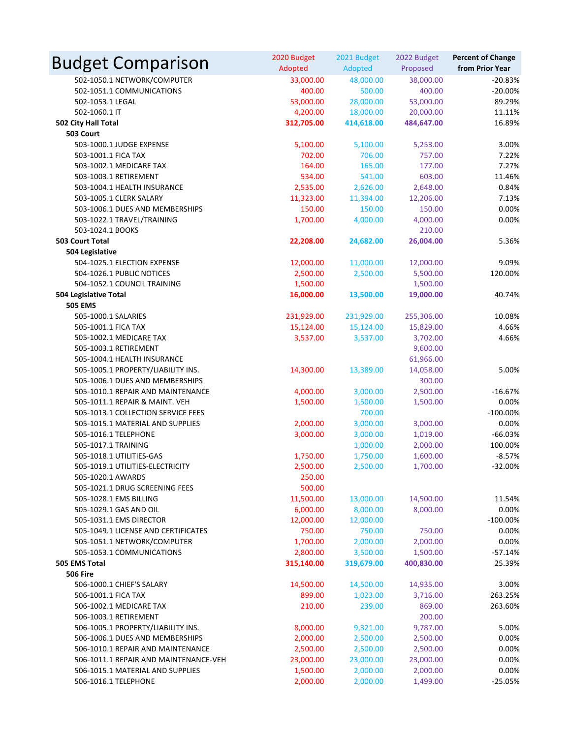# Budget Comparison

| | 2020 Budget Adopted | 2021 Budget Adopted | 2022 Budget Proposed | Percent of Change from Prior Year |
|---|---|---|---|---|
| 502-1050.1 NETWORK/COMPUTER | 33,000.00 | 48,000.00 | 38,000.00 | -20.83% |
| 502-1051.1 COMMUNICATIONS | 400.00 | 500.00 | 400.00 | -20.00% |
| 502-1053.1 LEGAL | 53,000.00 | 28,000.00 | 53,000.00 | 89.29% |
| 502-1060.1 IT | 4,200.00 | 18,000.00 | 20,000.00 | 11.11% |
| **502 City Hall Total** | **312,705.00** | **414,618.00** | **484,647.00** | 16.89% |
| **503 Court** | | | | |
| 503-1000.1 JUDGE EXPENSE | 5,100.00 | 5,100.00 | 5,253.00 | 3.00% |
| 503-1001.1 FICA TAX | 702.00 | 706.00 | 757.00 | 7.22% |
| 503-1002.1 MEDICARE TAX | 164.00 | 165.00 | 177.00 | 7.27% |
| 503-1003.1 RETIREMENT | 534.00 | 541.00 | 603.00 | 11.46% |
| 503-1004.1 HEALTH INSURANCE | 2,535.00 | 2,626.00 | 2,648.00 | 0.84% |
| 503-1005.1 CLERK SALARY | 11,323.00 | 11,394.00 | 12,206.00 | 7.13% |
| 503-1006.1 DUES AND MEMBERSHIPS | 150.00 | 150.00 | 150.00 | 0.00% |
| 503-1022.1 TRAVEL/TRAINING | 1,700.00 | 4,000.00 | 4,000.00 | 0.00% |
| 503-1024.1 BOOKS | | | 210.00 | |
| **503 Court Total** | **22,208.00** | **24,682.00** | **26,004.00** | 5.36% |
| **504 Legislative** | | | | |
| 504-1025.1 ELECTION EXPENSE | 12,000.00 | 11,000.00 | 12,000.00 | 9.09% |
| 504-1026.1 PUBLIC NOTICES | 2,500.00 | 2,500.00 | 5,500.00 | 120.00% |
| 504-1052.1 COUNCIL TRAINING | 1,500.00 | | 1,500.00 | |
| **504 Legislative Total** | **16,000.00** | **13,500.00** | **19,000.00** | 40.74% |
| **505 EMS** | | | | |
| 505-1000.1 SALARIES | 231,929.00 | 231,929.00 | 255,306.00 | 10.08% |
| 505-1001.1 FICA TAX | 15,124.00 | 15,124.00 | 15,829.00 | 4.66% |
| 505-1002.1 MEDICARE TAX | 3,537.00 | 3,537.00 | 3,702.00 | 4.66% |
| 505-1003.1 RETIREMENT | | | 9,600.00 | |
| 505-1004.1 HEALTH INSURANCE | | | 61,966.00 | |
| 505-1005.1 PROPERTY/LIABILITY INS. | 14,300.00 | 13,389.00 | 14,058.00 | 5.00% |
| 505-1006.1 DUES AND MEMBERSHIPS | | | 300.00 | |
| 505-1010.1 REPAIR AND MAINTENANCE | 4,000.00 | 3,000.00 | 2,500.00 | -16.67% |
| 505-1011.1 REPAIR & MAINT. VEH | 1,500.00 | 1,500.00 | 1,500.00 | 0.00% |
| 505-1013.1 COLLECTION SERVICE FEES | | 700.00 | | -100.00% |
| 505-1015.1 MATERIAL AND SUPPLIES | 2,000.00 | 3,000.00 | 3,000.00 | 0.00% |
| 505-1016.1 TELEPHONE | 3,000.00 | 3,000.00 | 1,019.00 | -66.03% |
| 505-1017.1 TRAINING | | 1,000.00 | 2,000.00 | 100.00% |
| 505-1018.1 UTILITIES-GAS | 1,750.00 | 1,750.00 | 1,600.00 | -8.57% |
| 505-1019.1 UTILITIES-ELECTRICITY | 2,500.00 | 2,500.00 | 1,700.00 | -32.00% |
| 505-1020.1 AWARDS | 250.00 | | | |
| 505-1021.1 DRUG SCREENING FEES | 500.00 | | | |
| 505-1028.1 EMS BILLING | 11,500.00 | 13,000.00 | 14,500.00 | 11.54% |
| 505-1029.1 GAS AND OIL | 6,000.00 | 8,000.00 | 8,000.00 | 0.00% |
| 505-1031.1 EMS DIRECTOR | 12,000.00 | 12,000.00 | | -100.00% |
| 505-1049.1 LICENSE AND CERTIFICATES | 750.00 | 750.00 | 750.00 | 0.00% |
| 505-1051.1 NETWORK/COMPUTER | 1,700.00 | 2,000.00 | 2,000.00 | 0.00% |
| 505-1053.1 COMMUNICATIONS | 2,800.00 | 3,500.00 | 1,500.00 | -57.14% |
| **505 EMS Total** | **315,140.00** | **319,679.00** | **400,830.00** | 25.39% |
| **506 Fire** | | | | |
| 506-1000.1 CHIEF'S SALARY | 14,500.00 | 14,500.00 | 14,935.00 | 3.00% |
| 506-1001.1 FICA TAX | 899.00 | 1,023.00 | 3,716.00 | 263.25% |
| 506-1002.1 MEDICARE TAX | 210.00 | 239.00 | 869.00 | 263.60% |
| 506-1003.1 RETIREMENT | | | 200.00 | |
| 506-1005.1 PROPERTY/LIABILITY INS. | 8,000.00 | 9,321.00 | 9,787.00 | 5.00% |
| 506-1006.1 DUES AND MEMBERSHIPS | 2,000.00 | 2,500.00 | 2,500.00 | 0.00% |
| 506-1010.1 REPAIR AND MAINTENANCE | 2,500.00 | 2,500.00 | 2,500.00 | 0.00% |
| 506-1011.1 REPAIR AND MAINTENANCE-VEH | 23,000.00 | 23,000.00 | 23,000.00 | 0.00% |
| 506-1015.1 MATERIAL AND SUPPLIES | 1,500.00 | 2,000.00 | 2,000.00 | 0.00% |
| 506-1016.1 TELEPHONE | 2,000.00 | 2,000.00 | 1,499.00 | -25.05% |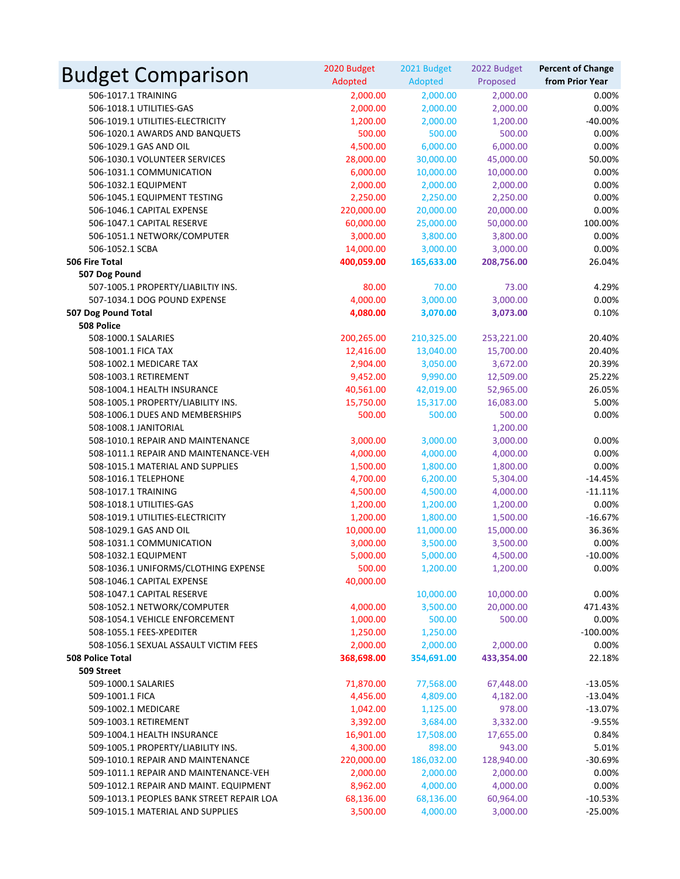# Budget Comparison

| | 2020 Budget Adopted | 2021 Budget Adopted | 2022 Budget Proposed | Percent of Change from Prior Year |
|---|---|---|---|---|
| 506-1017.1 TRAINING | 2,000.00 | 2,000.00 | 2,000.00 | 0.00% |
| 506-1018.1 UTILITIES-GAS | 2,000.00 | 2,000.00 | 2,000.00 | 0.00% |
| 506-1019.1 UTILITIES-ELECTRICITY | 1,200.00 | 2,000.00 | 1,200.00 | -40.00% |
| 506-1020.1 AWARDS AND BANQUETS | 500.00 | 500.00 | 500.00 | 0.00% |
| 506-1029.1 GAS AND OIL | 4,500.00 | 6,000.00 | 6,000.00 | 0.00% |
| 506-1030.1 VOLUNTEER SERVICES | 28,000.00 | 30,000.00 | 45,000.00 | 50.00% |
| 506-1031.1 COMMUNICATION | 6,000.00 | 10,000.00 | 10,000.00 | 0.00% |
| 506-1032.1 EQUIPMENT | 2,000.00 | 2,000.00 | 2,000.00 | 0.00% |
| 506-1045.1 EQUIPMENT TESTING | 2,250.00 | 2,250.00 | 2,250.00 | 0.00% |
| 506-1046.1 CAPITAL EXPENSE | 220,000.00 | 20,000.00 | 20,000.00 | 0.00% |
| 506-1047.1 CAPITAL RESERVE | 60,000.00 | 25,000.00 | 50,000.00 | 100.00% |
| 506-1051.1 NETWORK/COMPUTER | 3,000.00 | 3,800.00 | 3,800.00 | 0.00% |
| 506-1052.1 SCBA | 14,000.00 | 3,000.00 | 3,000.00 | 0.00% |
| **506 Fire Total** | **400,059.00** | **165,633.00** | **208,756.00** | 26.04% |
| **507 Dog Pound** | | | | |
| 507-1005.1 PROPERTY/LIABILTIY INS. | 80.00 | 70.00 | 73.00 | 4.29% |
| 507-1034.1 DOG POUND EXPENSE | 4,000.00 | 3,000.00 | 3,000.00 | 0.00% |
| **507 Dog Pound Total** | **4,080.00** | **3,070.00** | **3,073.00** | 0.10% |
| **508 Police** | | | | |
| 508-1000.1 SALARIES | 200,265.00 | 210,325.00 | 253,221.00 | 20.40% |
| 508-1001.1 FICA TAX | 12,416.00 | 13,040.00 | 15,700.00 | 20.40% |
| 508-1002.1 MEDICARE TAX | 2,904.00 | 3,050.00 | 3,672.00 | 20.39% |
| 508-1003.1 RETIREMENT | 9,452.00 | 9,990.00 | 12,509.00 | 25.22% |
| 508-1004.1 HEALTH INSURANCE | 40,561.00 | 42,019.00 | 52,965.00 | 26.05% |
| 508-1005.1 PROPERTY/LIABILITY INS. | 15,750.00 | 15,317.00 | 16,083.00 | 5.00% |
| 508-1006.1 DUES AND MEMBERSHIPS | 500.00 | 500.00 | 500.00 | 0.00% |
| 508-1008.1 JANITORIAL | | | 1,200.00 | |
| 508-1010.1 REPAIR AND MAINTENANCE | 3,000.00 | 3,000.00 | 3,000.00 | 0.00% |
| 508-1011.1 REPAIR AND MAINTENANCE-VEH | 4,000.00 | 4,000.00 | 4,000.00 | 0.00% |
| 508-1015.1 MATERIAL AND SUPPLIES | 1,500.00 | 1,800.00 | 1,800.00 | 0.00% |
| 508-1016.1 TELEPHONE | 4,700.00 | 6,200.00 | 5,304.00 | -14.45% |
| 508-1017.1 TRAINING | 4,500.00 | 4,500.00 | 4,000.00 | -11.11% |
| 508-1018.1 UTILITIES-GAS | 1,200.00 | 1,200.00 | 1,200.00 | 0.00% |
| 508-1019.1 UTILITIES-ELECTRICITY | 1,200.00 | 1,800.00 | 1,500.00 | -16.67% |
| 508-1029.1 GAS AND OIL | 10,000.00 | 11,000.00 | 15,000.00 | 36.36% |
| 508-1031.1 COMMUNICATION | 3,000.00 | 3,500.00 | 3,500.00 | 0.00% |
| 508-1032.1 EQUIPMENT | 5,000.00 | 5,000.00 | 4,500.00 | -10.00% |
| 508-1036.1 UNIFORMS/CLOTHING EXPENSE | 500.00 | 1,200.00 | 1,200.00 | 0.00% |
| 508-1046.1 CAPITAL EXPENSE | 40,000.00 | | | |
| 508-1047.1 CAPITAL RESERVE | | 10,000.00 | 10,000.00 | 0.00% |
| 508-1052.1 NETWORK/COMPUTER | 4,000.00 | 3,500.00 | 20,000.00 | 471.43% |
| 508-1054.1 VEHICLE ENFORCEMENT | 1,000.00 | 500.00 | 500.00 | 0.00% |
| 508-1055.1 FEES-XPEDITER | 1,250.00 | 1,250.00 | | -100.00% |
| 508-1056.1 SEXUAL ASSAULT VICTIM FEES | 2,000.00 | 2,000.00 | 2,000.00 | 0.00% |
| **508 Police Total** | **368,698.00** | **354,691.00** | **433,354.00** | 22.18% |
| **509 Street** | | | | |
| 509-1000.1 SALARIES | 71,870.00 | 77,568.00 | 67,448.00 | -13.05% |
| 509-1001.1 FICA | 4,456.00 | 4,809.00 | 4,182.00 | -13.04% |
| 509-1002.1 MEDICARE | 1,042.00 | 1,125.00 | 978.00 | -13.07% |
| 509-1003.1 RETIREMENT | 3,392.00 | 3,684.00 | 3,332.00 | -9.55% |
| 509-1004.1 HEALTH INSURANCE | 16,901.00 | 17,508.00 | 17,655.00 | 0.84% |
| 509-1005.1 PROPERTY/LIABILITY INS. | 4,300.00 | 898.00 | 943.00 | 5.01% |
| 509-1010.1 REPAIR AND MAINTENANCE | 220,000.00 | 186,032.00 | 128,940.00 | -30.69% |
| 509-1011.1 REPAIR AND MAINTENANCE-VEH | 2,000.00 | 2,000.00 | 2,000.00 | 0.00% |
| 509-1012.1 REPAIR AND MAINT. EQUIPMENT | 8,962.00 | 4,000.00 | 4,000.00 | 0.00% |
| 509-1013.1 PEOPLES BANK STREET REPAIR LOA | 68,136.00 | 68,136.00 | 60,964.00 | -10.53% |
| 509-1015.1 MATERIAL AND SUPPLIES | 3,500.00 | 4,000.00 | 3,000.00 | -25.00% |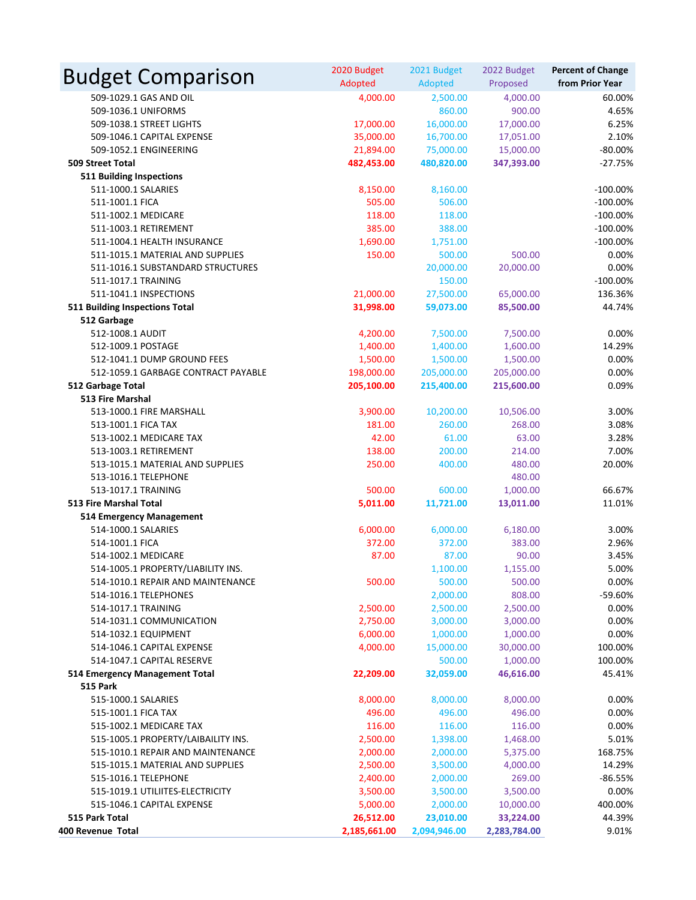# Budget Comparison

| | 2020 Budget Adopted | 2021 Budget Adopted | 2022 Budget Proposed | Percent of Change from Prior Year |
|---|---|---|---|---|
| 509-1029.1 GAS AND OIL | 4,000.00 | 2,500.00 | 4,000.00 | 60.00% |
| 509-1036.1 UNIFORMS | | 860.00 | 900.00 | 4.65% |
| 509-1038.1 STREET LIGHTS | 17,000.00 | 16,000.00 | 17,000.00 | 6.25% |
| 509-1046.1 CAPITAL EXPENSE | 35,000.00 | 16,700.00 | 17,051.00 | 2.10% |
| 509-1052.1 ENGINEERING | 21,894.00 | 75,000.00 | 15,000.00 | -80.00% |
| **509 Street Total** | **482,453.00** | **480,820.00** | **347,393.00** | -27.75% |
| **511 Building Inspections** | | | | |
| 511-1000.1 SALARIES | 8,150.00 | 8,160.00 | | -100.00% |
| 511-1001.1 FICA | 505.00 | 506.00 | | -100.00% |
| 511-1002.1 MEDICARE | 118.00 | 118.00 | | -100.00% |
| 511-1003.1 RETIREMENT | 385.00 | 388.00 | | -100.00% |
| 511-1004.1 HEALTH INSURANCE | 1,690.00 | 1,751.00 | | -100.00% |
| 511-1015.1 MATERIAL AND SUPPLIES | 150.00 | 500.00 | 500.00 | 0.00% |
| 511-1016.1 SUBSTANDARD STRUCTURES | | 20,000.00 | 20,000.00 | 0.00% |
| 511-1017.1 TRAINING | | 150.00 | | -100.00% |
| 511-1041.1 INSPECTIONS | 21,000.00 | 27,500.00 | 65,000.00 | 136.36% |
| **511 Building Inspections Total** | **31,998.00** | **59,073.00** | **85,500.00** | 44.74% |
| **512 Garbage** | | | | |
| 512-1008.1 AUDIT | 4,200.00 | 7,500.00 | 7,500.00 | 0.00% |
| 512-1009.1 POSTAGE | 1,400.00 | 1,400.00 | 1,600.00 | 14.29% |
| 512-1041.1 DUMP GROUND FEES | 1,500.00 | 1,500.00 | 1,500.00 | 0.00% |
| 512-1059.1 GARBAGE CONTRACT PAYABLE | 198,000.00 | 205,000.00 | 205,000.00 | 0.00% |
| **512 Garbage Total** | **205,100.00** | **215,400.00** | **215,600.00** | 0.09% |
| **513 Fire Marshal** | | | | |
| 513-1000.1 FIRE MARSHALL | 3,900.00 | 10,200.00 | 10,506.00 | 3.00% |
| 513-1001.1 FICA TAX | 181.00 | 260.00 | 268.00 | 3.08% |
| 513-1002.1 MEDICARE TAX | 42.00 | 61.00 | 63.00 | 3.28% |
| 513-1003.1 RETIREMENT | 138.00 | 200.00 | 214.00 | 7.00% |
| 513-1015.1 MATERIAL AND SUPPLIES | 250.00 | 400.00 | 480.00 | 20.00% |
| 513-1016.1 TELEPHONE | | | 480.00 | |
| 513-1017.1 TRAINING | 500.00 | 600.00 | 1,000.00 | 66.67% |
| **513 Fire Marshal Total** | **5,011.00** | **11,721.00** | **13,011.00** | 11.01% |
| **514 Emergency Management** | | | | |
| 514-1000.1 SALARIES | 6,000.00 | 6,000.00 | 6,180.00 | 3.00% |
| 514-1001.1 FICA | 372.00 | 372.00 | 383.00 | 2.96% |
| 514-1002.1 MEDICARE | 87.00 | 87.00 | 90.00 | 3.45% |
| 514-1005.1 PROPERTY/LIABILITY INS. | | 1,100.00 | 1,155.00 | 5.00% |
| 514-1010.1 REPAIR AND MAINTENANCE | 500.00 | 500.00 | 500.00 | 0.00% |
| 514-1016.1 TELEPHONES | | 2,000.00 | 808.00 | -59.60% |
| 514-1017.1 TRAINING | 2,500.00 | 2,500.00 | 2,500.00 | 0.00% |
| 514-1031.1 COMMUNICATION | 2,750.00 | 3,000.00 | 3,000.00 | 0.00% |
| 514-1032.1 EQUIPMENT | 6,000.00 | 1,000.00 | 1,000.00 | 0.00% |
| 514-1046.1 CAPITAL EXPENSE | 4,000.00 | 15,000.00 | 30,000.00 | 100.00% |
| 514-1047.1 CAPITAL RESERVE | | 500.00 | 1,000.00 | 100.00% |
| **514 Emergency Management Total** | **22,209.00** | **32,059.00** | **46,616.00** | 45.41% |
| **515 Park** | | | | |
| 515-1000.1 SALARIES | 8,000.00 | 8,000.00 | 8,000.00 | 0.00% |
| 515-1001.1 FICA TAX | 496.00 | 496.00 | 496.00 | 0.00% |
| 515-1002.1 MEDICARE TAX | 116.00 | 116.00 | 116.00 | 0.00% |
| 515-1005.1 PROPERTY/LAIBAILITY INS. | 2,500.00 | 1,398.00 | 1,468.00 | 5.01% |
| 515-1010.1 REPAIR AND MAINTENANCE | 2,000.00 | 2,000.00 | 5,375.00 | 168.75% |
| 515-1015.1 MATERIAL AND SUPPLIES | 2,500.00 | 3,500.00 | 4,000.00 | 14.29% |
| 515-1016.1 TELEPHONE | 2,400.00 | 2,000.00 | 269.00 | -86.55% |
| 515-1019.1 UTILIITES-ELECTRICITY | 3,500.00 | 3,500.00 | 3,500.00 | 0.00% |
| 515-1046.1 CAPITAL EXPENSE | 5,000.00 | 2,000.00 | 10,000.00 | 400.00% |
| **515 Park Total** | **26,512.00** | **23,010.00** | **33,224.00** | 44.39% |
| **400 Revenue Total** | **2,185,661.00** | **2,094,946.00** | **2,283,784.00** | 9.01% |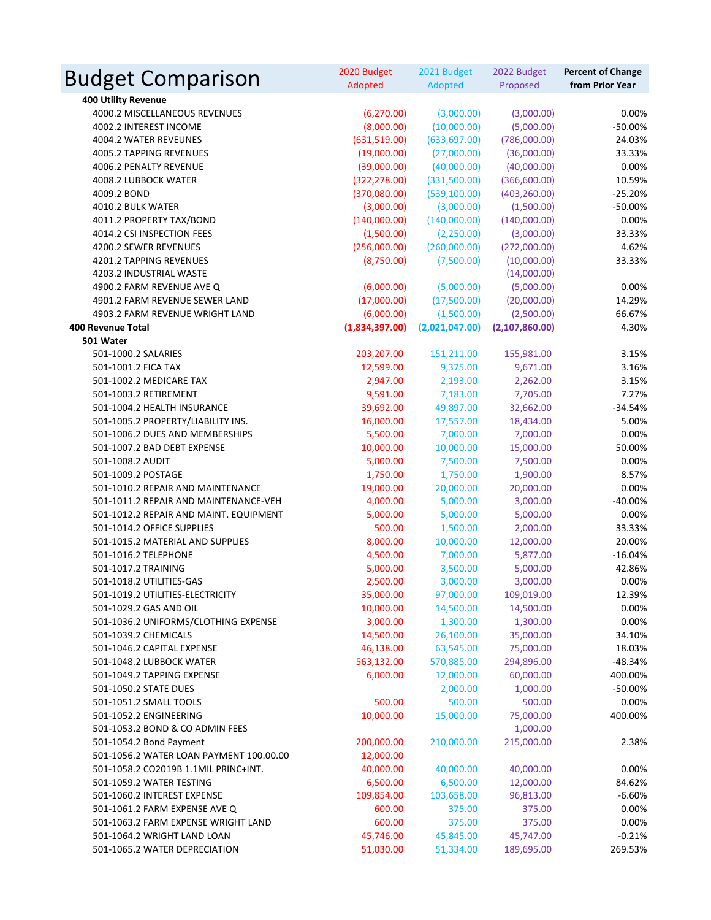# Budget Comparison

| | 2020 Budget Adopted | 2021 Budget Adopted | 2022 Budget Proposed | Percent of Change from Prior Year |
|---|---|---|---|---|
| **400 Utility Revenue** | | | | |
| 4000.2 MISCELLANEOUS REVENUES | (6,270.00) | (3,000.00) | (3,000.00) | 0.00% |
| 4002.2 INTEREST INCOME | (8,000.00) | (10,000.00) | (5,000.00) | -50.00% |
| 4004.2 WATER REVEUNES | (631,519.00) | (633,697.00) | (786,000.00) | 24.03% |
| 4005.2 TAPPING REVENUES | (19,000.00) | (27,000.00) | (36,000.00) | 33.33% |
| 4006.2 PENALTY REVENUE | (39,000.00) | (40,000.00) | (40,000.00) | 0.00% |
| 4008.2 LUBBOCK WATER | (322,278.00) | (331,500.00) | (366,600.00) | 10.59% |
| 4009.2 BOND | (370,080.00) | (539,100.00) | (403,260.00) | -25.20% |
| 4010.2 BULK WATER | (3,000.00) | (3,000.00) | (1,500.00) | -50.00% |
| 4011.2 PROPERTY TAX/BOND | (140,000.00) | (140,000.00) | (140,000.00) | 0.00% |
| 4014.2 CSI INSPECTION FEES | (1,500.00) | (2,250.00) | (3,000.00) | 33.33% |
| 4200.2 SEWER REVENUES | (256,000.00) | (260,000.00) | (272,000.00) | 4.62% |
| 4201.2 TAPPING REVENUES | (8,750.00) | (7,500.00) | (10,000.00) | 33.33% |
| 4203.2 INDUSTRIAL WASTE | | | (14,000.00) | |
| 4900.2 FARM REVENUE AVE Q | (6,000.00) | (5,000.00) | (5,000.00) | 0.00% |
| 4901.2 FARM REVENUE SEWER LAND | (17,000.00) | (17,500.00) | (20,000.00) | 14.29% |
| 4903.2 FARM REVENUE WRIGHT LAND | (6,000.00) | (1,500.00) | (2,500.00) | 66.67% |
| **400 Revenue Total** | **(1,834,397.00)** | **(2,021,047.00)** | **(2,107,860.00)** | 4.30% |
| **501 Water** | | | | |
| 501-1000.2 SALARIES | 203,207.00 | 151,211.00 | 155,981.00 | 3.15% |
| 501-1001.2 FICA TAX | 12,599.00 | 9,375.00 | 9,671.00 | 3.16% |
| 501-1002.2 MEDICARE TAX | 2,947.00 | 2,193.00 | 2,262.00 | 3.15% |
| 501-1003.2 RETIREMENT | 9,591.00 | 7,183.00 | 7,705.00 | 7.27% |
| 501-1004.2 HEALTH INSURANCE | 39,692.00 | 49,897.00 | 32,662.00 | -34.54% |
| 501-1005.2 PROPERTY/LIABILITY INS. | 16,000.00 | 17,557.00 | 18,434.00 | 5.00% |
| 501-1006.2 DUES AND MEMBERSHIPS | 5,500.00 | 7,000.00 | 7,000.00 | 0.00% |
| 501-1007.2 BAD DEBT EXPENSE | 10,000.00 | 10,000.00 | 15,000.00 | 50.00% |
| 501-1008.2 AUDIT | 5,000.00 | 7,500.00 | 7,500.00 | 0.00% |
| 501-1009.2 POSTAGE | 1,750.00 | 1,750.00 | 1,900.00 | 8.57% |
| 501-1010.2 REPAIR AND MAINTENANCE | 19,000.00 | 20,000.00 | 20,000.00 | 0.00% |
| 501-1011.2 REPAIR AND MAINTENANCE-VEH | 4,000.00 | 5,000.00 | 3,000.00 | -40.00% |
| 501-1012.2 REPAIR AND MAINT. EQUIPMENT | 5,000.00 | 5,000.00 | 5,000.00 | 0.00% |
| 501-1014.2 OFFICE SUPPLIES | 500.00 | 1,500.00 | 2,000.00 | 33.33% |
| 501-1015.2 MATERIAL AND SUPPLIES | 8,000.00 | 10,000.00 | 12,000.00 | 20.00% |
| 501-1016.2 TELEPHONE | 4,500.00 | 7,000.00 | 5,877.00 | -16.04% |
| 501-1017.2 TRAINING | 5,000.00 | 3,500.00 | 5,000.00 | 42.86% |
| 501-1018.2 UTILITIES-GAS | 2,500.00 | 3,000.00 | 3,000.00 | 0.00% |
| 501-1019.2 UTILITIES-ELECTRICITY | 35,000.00 | 97,000.00 | 109,019.00 | 12.39% |
| 501-1029.2 GAS AND OIL | 10,000.00 | 14,500.00 | 14,500.00 | 0.00% |
| 501-1036.2 UNIFORMS/CLOTHING EXPENSE | 3,000.00 | 1,300.00 | 1,300.00 | 0.00% |
| 501-1039.2 CHEMICALS | 14,500.00 | 26,100.00 | 35,000.00 | 34.10% |
| 501-1046.2 CAPITAL EXPENSE | 46,138.00 | 63,545.00 | 75,000.00 | 18.03% |
| 501-1048.2 LUBBOCK WATER | 563,132.00 | 570,885.00 | 294,896.00 | -48.34% |
| 501-1049.2 TAPPING EXPENSE | 6,000.00 | 12,000.00 | 60,000.00 | 400.00% |
| 501-1050.2 STATE DUES | | 2,000.00 | 1,000.00 | -50.00% |
| 501-1051.2 SMALL TOOLS | 500.00 | 500.00 | 500.00 | 0.00% |
| 501-1052.2 ENGINEERING | 10,000.00 | 15,000.00 | 75,000.00 | 400.00% |
| 501-1053.2 BOND & CO ADMIN FEES | | | 1,000.00 | |
| 501-1054.2 Bond Payment | 200,000.00 | 210,000.00 | 215,000.00 | 2.38% |
| 501-1056.2 WATER LOAN PAYMENT 100.00.00 | 12,000.00 | | | |
| 501-1058.2 CO2019B 1.1MIL PRINC+INT. | 40,000.00 | 40,000.00 | 40,000.00 | 0.00% |
| 501-1059.2 WATER TESTING | 6,500.00 | 6,500.00 | 12,000.00 | 84.62% |
| 501-1060.2 INTEREST EXPENSE | 109,854.00 | 103,658.00 | 96,813.00 | -6.60% |
| 501-1061.2 FARM EXPENSE AVE Q | 600.00 | 375.00 | 375.00 | 0.00% |
| 501-1063.2 FARM EXPENSE WRIGHT LAND | 600.00 | 375.00 | 375.00 | 0.00% |
| 501-1064.2 WRIGHT LAND LOAN | 45,746.00 | 45,845.00 | 45,747.00 | -0.21% |
| 501-1065.2 WATER DEPRECIATION | 51,030.00 | 51,334.00 | 189,695.00 | 269.53% |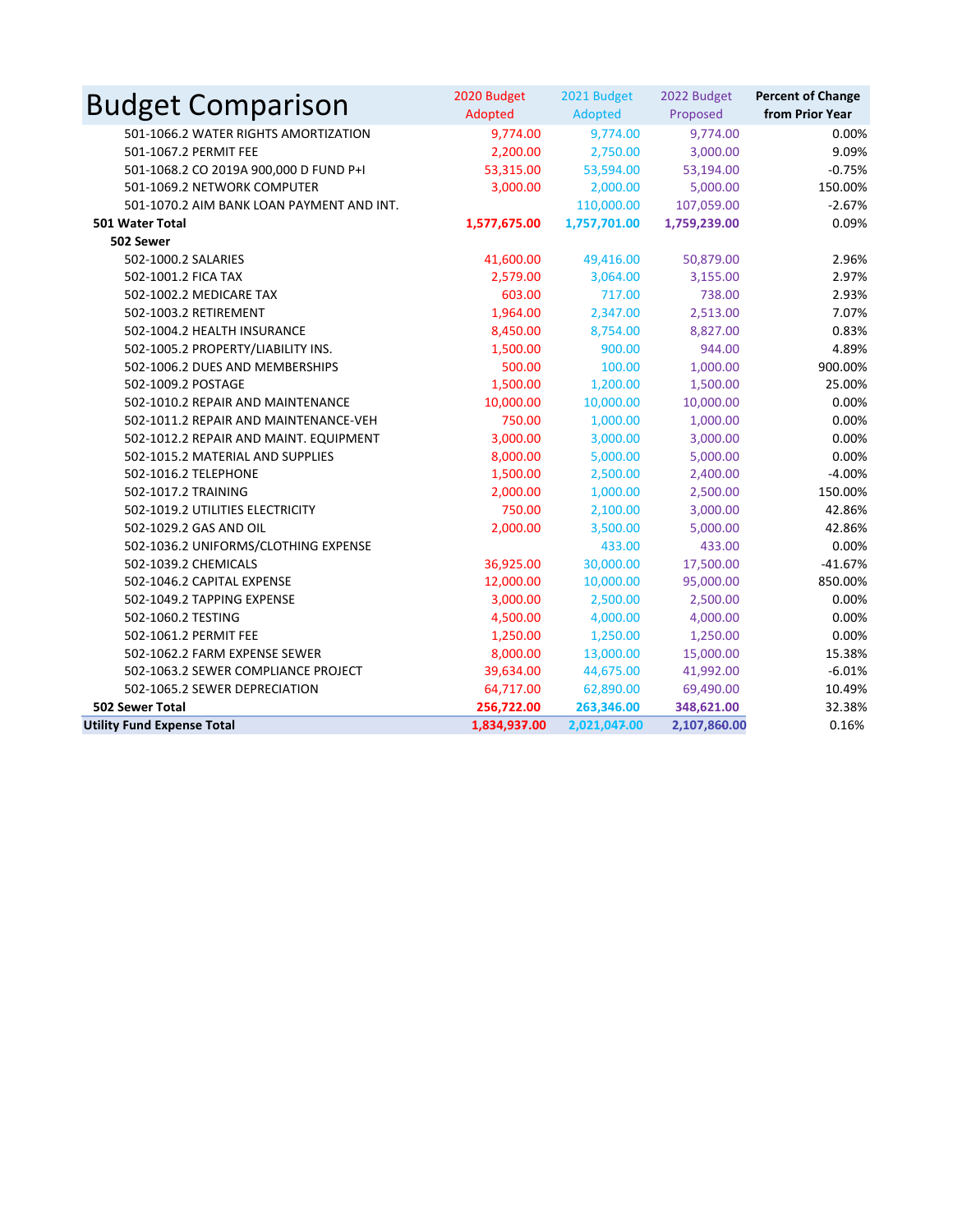| Budget Comparison | 2020 Budget Adopted | 2021 Budget Adopted | 2022 Budget Proposed | Percent of Change from Prior Year |
|---|---|---|---|---|
| 501-1066.2 WATER RIGHTS AMORTIZATION | 9,774.00 | 9,774.00 | 9,774.00 | 0.00% |
| 501-1067.2 PERMIT FEE | 2,200.00 | 2,750.00 | 3,000.00 | 9.09% |
| 501-1068.2 CO 2019A 900,000 D FUND P+I | 53,315.00 | 53,594.00 | 53,194.00 | -0.75% |
| 501-1069.2 NETWORK COMPUTER | 3,000.00 | 2,000.00 | 5,000.00 | 150.00% |
| 501-1070.2 AIM BANK LOAN PAYMENT AND INT. | | 110,000.00 | 107,059.00 | -2.67% |
| **501 Water Total** | **1,577,675.00** | **1,757,701.00** | **1,759,239.00** | 0.09% |
| **502 Sewer** | | | | |
| 502-1000.2 SALARIES | 41,600.00 | 49,416.00 | 50,879.00 | 2.96% |
| 502-1001.2 FICA TAX | 2,579.00 | 3,064.00 | 3,155.00 | 2.97% |
| 502-1002.2 MEDICARE TAX | 603.00 | 717.00 | 738.00 | 2.93% |
| 502-1003.2 RETIREMENT | 1,964.00 | 2,347.00 | 2,513.00 | 7.07% |
| 502-1004.2 HEALTH INSURANCE | 8,450.00 | 8,754.00 | 8,827.00 | 0.83% |
| 502-1005.2 PROPERTY/LIABILITY INS. | 1,500.00 | 900.00 | 944.00 | 4.89% |
| 502-1006.2 DUES AND MEMBERSHIPS | 500.00 | 100.00 | 1,000.00 | 900.00% |
| 502-1009.2 POSTAGE | 1,500.00 | 1,200.00 | 1,500.00 | 25.00% |
| 502-1010.2 REPAIR AND MAINTENANCE | 10,000.00 | 10,000.00 | 10,000.00 | 0.00% |
| 502-1011.2 REPAIR AND MAINTENANCE-VEH | 750.00 | 1,000.00 | 1,000.00 | 0.00% |
| 502-1012.2 REPAIR AND MAINT. EQUIPMENT | 3,000.00 | 3,000.00 | 3,000.00 | 0.00% |
| 502-1015.2 MATERIAL AND SUPPLIES | 8,000.00 | 5,000.00 | 5,000.00 | 0.00% |
| 502-1016.2 TELEPHONE | 1,500.00 | 2,500.00 | 2,400.00 | -4.00% |
| 502-1017.2 TRAINING | 2,000.00 | 1,000.00 | 2,500.00 | 150.00% |
| 502-1019.2 UTILITIES ELECTRICITY | 750.00 | 2,100.00 | 3,000.00 | 42.86% |
| 502-1029.2 GAS AND OIL | 2,000.00 | 3,500.00 | 5,000.00 | 42.86% |
| 502-1036.2 UNIFORMS/CLOTHING EXPENSE | | 433.00 | 433.00 | 0.00% |
| 502-1039.2 CHEMICALS | 36,925.00 | 30,000.00 | 17,500.00 | -41.67% |
| 502-1046.2 CAPITAL EXPENSE | 12,000.00 | 10,000.00 | 95,000.00 | 850.00% |
| 502-1049.2 TAPPING EXPENSE | 3,000.00 | 2,500.00 | 2,500.00 | 0.00% |
| 502-1060.2 TESTING | 4,500.00 | 4,000.00 | 4,000.00 | 0.00% |
| 502-1061.2 PERMIT FEE | 1,250.00 | 1,250.00 | 1,250.00 | 0.00% |
| 502-1062.2 FARM EXPENSE SEWER | 8,000.00 | 13,000.00 | 15,000.00 | 15.38% |
| 502-1063.2 SEWER COMPLIANCE PROJECT | 39,634.00 | 44,675.00 | 41,992.00 | -6.01% |
| 502-1065.2 SEWER DEPRECIATION | 64,717.00 | 62,890.00 | 69,490.00 | 10.49% |
| **502 Sewer Total** | **256,722.00** | **263,346.00** | **348,621.00** | 32.38% |
| **Utility Fund Expense Total** | **1,834,937.00** | **2,021,047.00** | **2,107,860.00** | 0.16% |